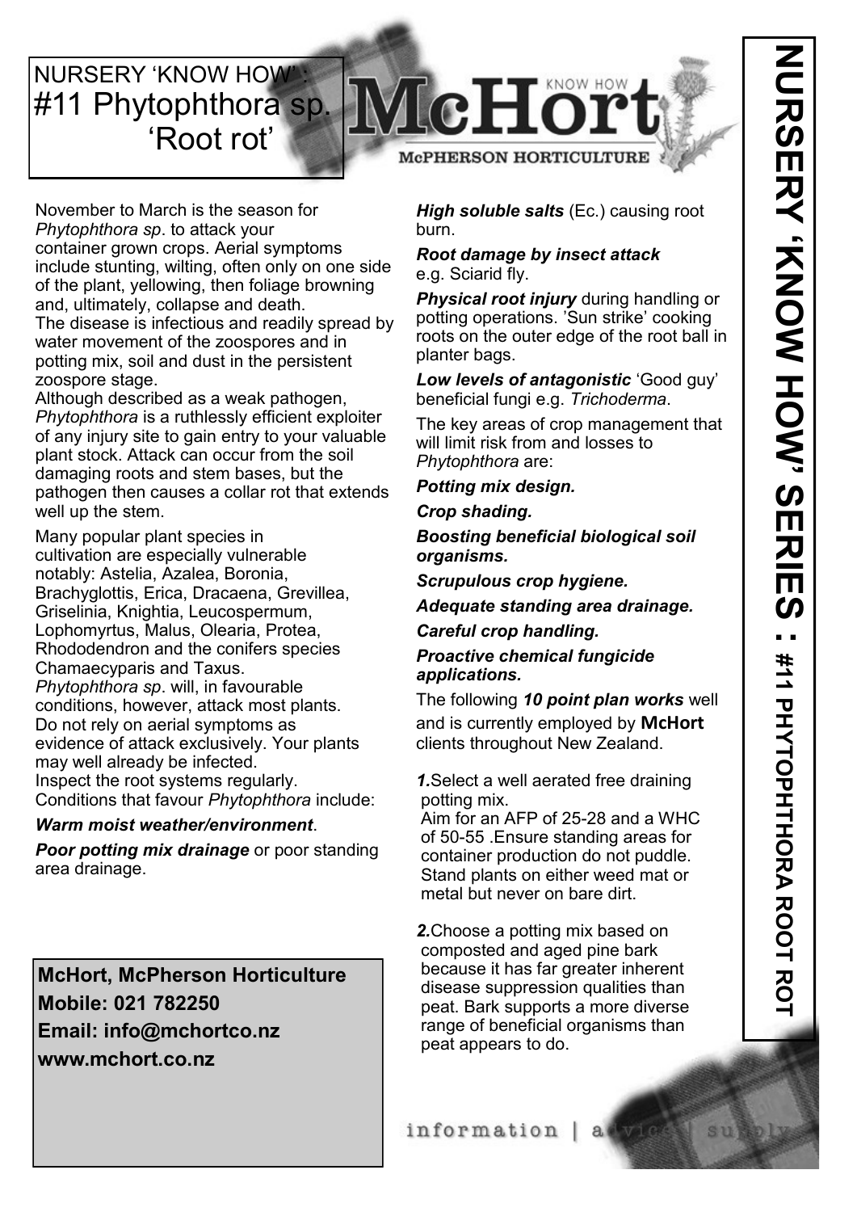# NURSERY 'KNOW HOW' : #11 Phytophthora sp. 'Root rot'

McHort KNOW HOW
McPHERSON HORTICULTURE

NURSERY 'KNOW HOW' SERIES : #11 PHYTOPHTHORA ROOT ROT

November to March is the season for *Phytophthora sp*. to attack your container grown crops. Aerial symptoms include stunting, wilting, often only on one side of the plant, yellowing, then foliage browning and, ultimately, collapse and death.
The disease is infectious and readily spread by water movement of the zoospores and in potting mix, soil and dust in the persistent zoospore stage.
Although described as a weak pathogen, *Phytophthora* is a ruthlessly efficient exploiter of any injury site to gain entry to your valuable plant stock. Attack can occur from the soil damaging roots and stem bases, but the pathogen then causes a collar rot that extends well up the stem.

Many popular plant species in cultivation are especially vulnerable notably: Astelia, Azalea, Boronia, Brachyglottis, Erica, Dracaena, Grevillea, Griselinia, Knightia, Leucospermum, Lophomyrtus, Malus, Olearia, Protea, Rhododendron and the conifers species Chamaecyparis and Taxus.
*Phytophthora sp*. will, in favourable conditions, however, attack most plants. Do not rely on aerial symptoms as evidence of attack exclusively. Your plants may well already be infected.
Inspect the root systems regularly.
Conditions that favour *Phytophthora* include:

***Warm moist weather/environment***.

***Poor potting mix drainage*** or poor standing area drainage.

***High soluble salts*** (Ec.) causing root burn.

***Root damage by insect attack*** e.g. Sciarid fly.

***Physical root injury*** during handling or potting operations. 'Sun strike' cooking roots on the outer edge of the root ball in planter bags.

***Low levels of antagonistic*** 'Good guy' beneficial fungi e.g. *Trichoderma*.

The key areas of crop management that will limit risk from and losses to *Phytophthora* are:

***Potting mix design.***

***Crop shading.***

***Boosting beneficial biological soil organisms.***

***Scrupulous crop hygiene.***

***Adequate standing area drainage.***

***Careful crop handling.***

***Proactive chemical fungicide applications.***

The following ***10 point plan works*** well and is currently employed by **McHort** clients throughout New Zealand.

***1.*** Select a well aerated free draining potting mix.
Aim for an AFP of 25-28 and a WHC of 50-55 .Ensure standing areas for container production do not puddle. Stand plants on either weed mat or metal but never on bare dirt.

***2.*** Choose a potting mix based on composted and aged pine bark because it has far greater inherent disease suppression qualities than peat. Bark supports a more diverse range of beneficial organisms than peat appears to do.

**McHort, McPherson Horticulture**
**Mobile: 021 782250**
**Email: info@mchortco.nz**
**www.mchort.co.nz**

information | advice | supply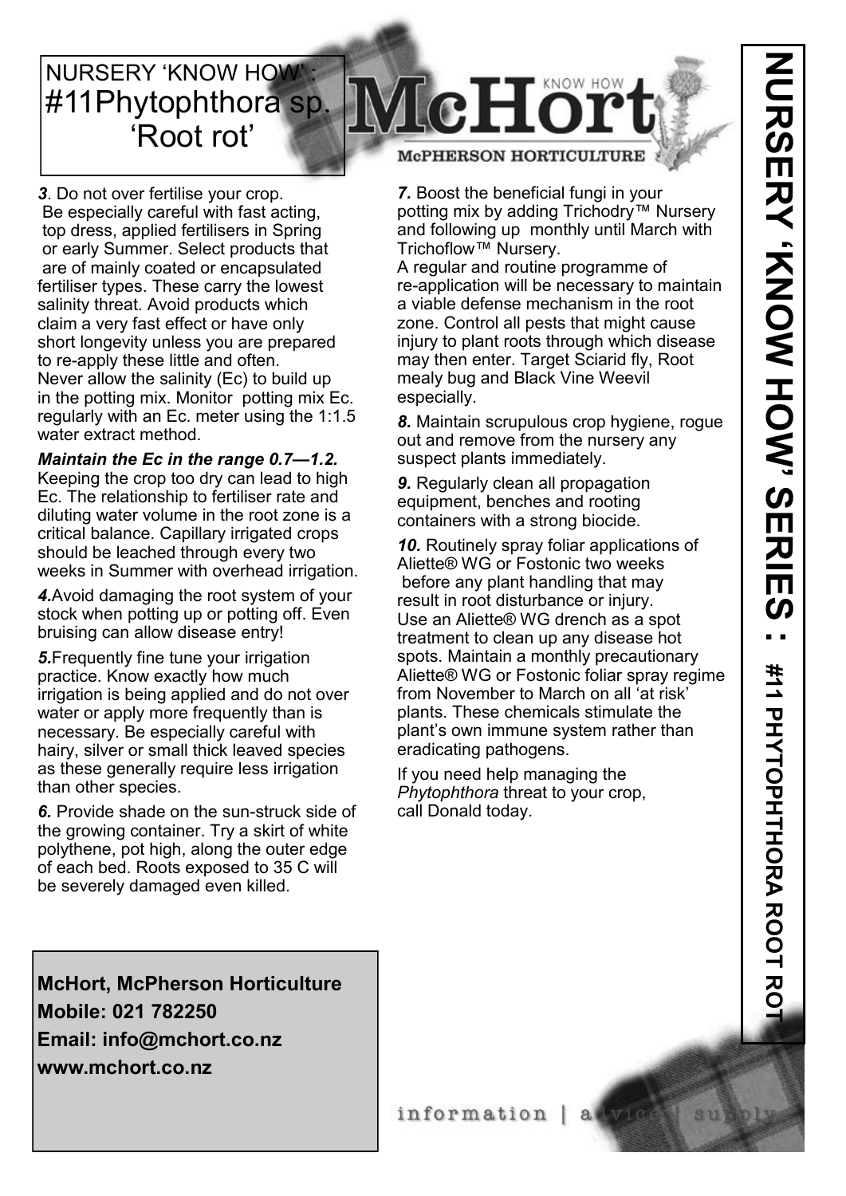# NURSERY 'KNOW HOW' : #11Phytophthora sp. 'Root rot'

McHort KNOW HOW

McPHERSON HORTICULTURE

***3***. Do not over fertilise your crop. Be especially careful with fast acting, top dress, applied fertilisers in Spring or early Summer. Select products that are of mainly coated or encapsulated fertiliser types. These carry the lowest salinity threat. Avoid products which claim a very fast effect or have only short longevity unless you are prepared to re-apply these little and often. Never allow the salinity (Ec) to build up in the potting mix. Monitor potting mix Ec. regularly with an Ec. meter using the 1:1.5 water extract method.

***Maintain the Ec in the range 0.7—1.2.*** Keeping the crop too dry can lead to high Ec. The relationship to fertiliser rate and diluting water volume in the root zone is a critical balance. Capillary irrigated crops should be leached through every two weeks in Summer with overhead irrigation.

***4.***Avoid damaging the root system of your stock when potting up or potting off. Even bruising can allow disease entry!

***5.***Frequently fine tune your irrigation practice. Know exactly how much irrigation is being applied and do not over water or apply more frequently than is necessary. Be especially careful with hairy, silver or small thick leaved species as these generally require less irrigation than other species.

***6.*** Provide shade on the sun-struck side of the growing container. Try a skirt of white polythene, pot high, along the outer edge of each bed. Roots exposed to 35 C will be severely damaged even killed.

***7.*** Boost the beneficial fungi in your potting mix by adding Trichodry™ Nursery and following up monthly until March with Trichoflow™ Nursery.
A regular and routine programme of re-application will be necessary to maintain a viable defense mechanism in the root zone. Control all pests that might cause injury to plant roots through which disease may then enter. Target Sciarid fly, Root mealy bug and Black Vine Weevil especially.

***8.*** Maintain scrupulous crop hygiene, rogue out and remove from the nursery any suspect plants immediately.

***9.*** Regularly clean all propagation equipment, benches and rooting containers with a strong biocide.

***10.*** Routinely spray foliar applications of Aliette® WG or Fostonic two weeks before any plant handling that may result in root disturbance or injury. Use an Aliette® WG drench as a spot treatment to clean up any disease hot spots. Maintain a monthly precautionary Aliette® WG or Fostonic foliar spray regime from November to March on all 'at risk' plants. These chemicals stimulate the plant's own immune system rather than eradicating pathogens.

If you need help managing the *Phytophthora* threat to your crop, call Donald today.

**McHort, McPherson Horticulture**
**Mobile: 021 782250**
**Email: info@mchort.co.nz**
**www.mchort.co.nz**

information | advice | supply

NURSERY 'KNOW HOW' SERIES : #11 PHYTOPHTHORA ROOT ROT